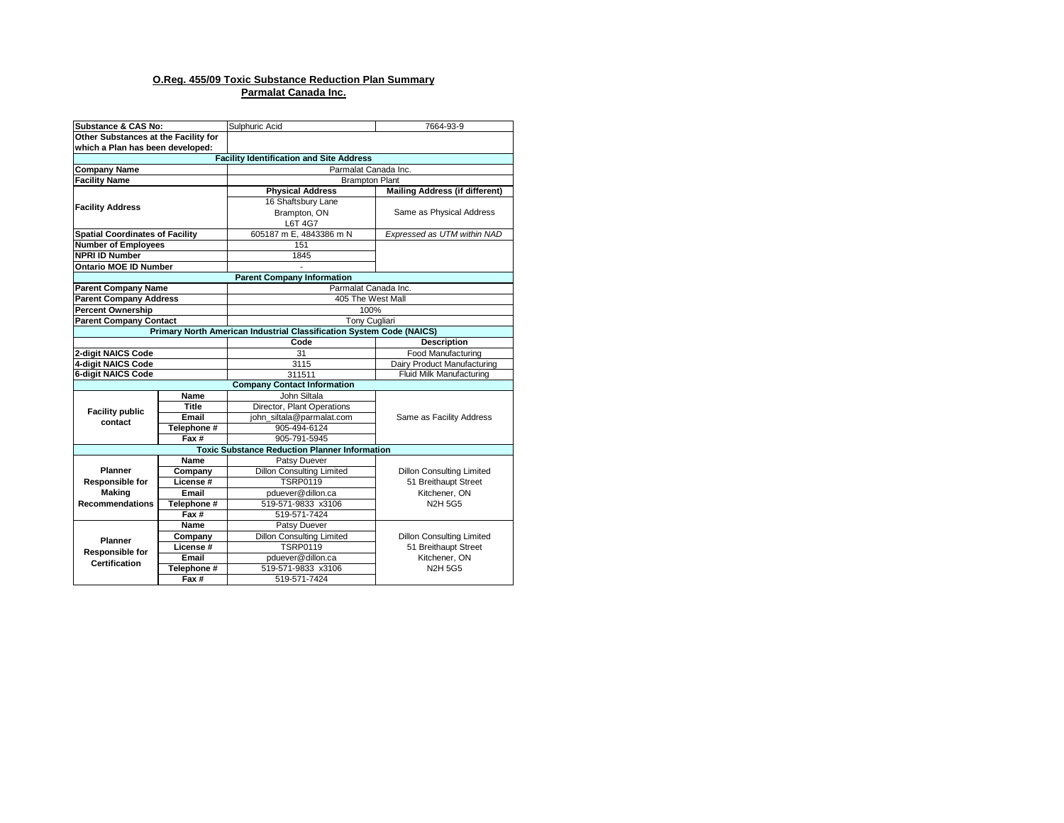**O.Reg. 455/09 Toxic Substance Reduction Plan Summary**
**Parmalat Canada Inc.**

| | | | |
|---|---|---|---|
| **Substance & CAS No:** | | Sulphuric Acid | 7664-93-9 |
| **Other Substances at the Facility for which a Plan has been developed:** | | | |
| **Facility Identification and Site Address** | | | |
| **Company Name** | | Parmalat Canada Inc. | |
| **Facility Name** | | Brampton Plant | |
| **Facility Address** | | **Physical Address** | **Mailing Address (if different)** |
| | | 16 Shaftsbury Lane<br>Brampton, ON<br>L6T 4G7 | Same as Physical Address |
| **Spatial Coordinates of Facility** | | 605187 m E, 4843386 m N | *Expressed as UTM within NAD* |
| **Number of Employees** | | 151 | |
| **NPRI ID Number** | | 1845 | |
| **Ontario MOE ID Number** | | - | |
| **Parent Company Information** | | | |
| **Parent Company Name** | | Parmalat Canada Inc. | |
| **Parent Company Address** | | 405 The West Mall | |
| **Percent Ownership** | | 100% | |
| **Parent Company Contact** | | Tony Cugliari | |
| **Primary North American Industrial Classification System Code (NAICS)** | | | |
| | | **Code** | **Description** |
| **2-digit NAICS Code** | | 31 | Food Manufacturing |
| **4-digit NAICS Code** | | 3115 | Dairy Product Manufacturing |
| **6-digit NAICS Code** | | 311511 | Fluid Milk Manufacturing |
| **Company Contact Information** | | | |
| **Facility public contact** | **Name** | John Siltala | Same as Facility Address |
| | **Title** | Director, Plant Operations | |
| | **Email** | john_siltala@parmalat.com | |
| | **Telephone #** | 905-494-6124 | |
| | **Fax #** | 905-791-5945 | |
| **Toxic Substance Reduction Planner Information** | | | |
| **Planner Responsible for Making Recommendations** | **Name** | Patsy Duever | Dillon Consulting Limited<br>51 Breithaupt Street<br>Kitchener, ON<br>N2H 5G5 |
| | **Company** | Dillon Consulting Limited | |
| | **License #** | TSRP0119 | |
| | **Email** | pduever@dillon.ca | |
| | **Telephone #** | 519-571-9833 x3106 | |
| | **Fax #** | 519-571-7424 | |
| **Planner Responsible for Certification** | **Name** | Patsy Duever | Dillon Consulting Limited<br>51 Breithaupt Street<br>Kitchener, ON<br>N2H 5G5 |
| | **Company** | Dillon Consulting Limited | |
| | **License #** | TSRP0119 | |
| | **Email** | pduever@dillon.ca | |
| | **Telephone #** | 519-571-9833 x3106 | |
| | **Fax #** | 519-571-7424 | |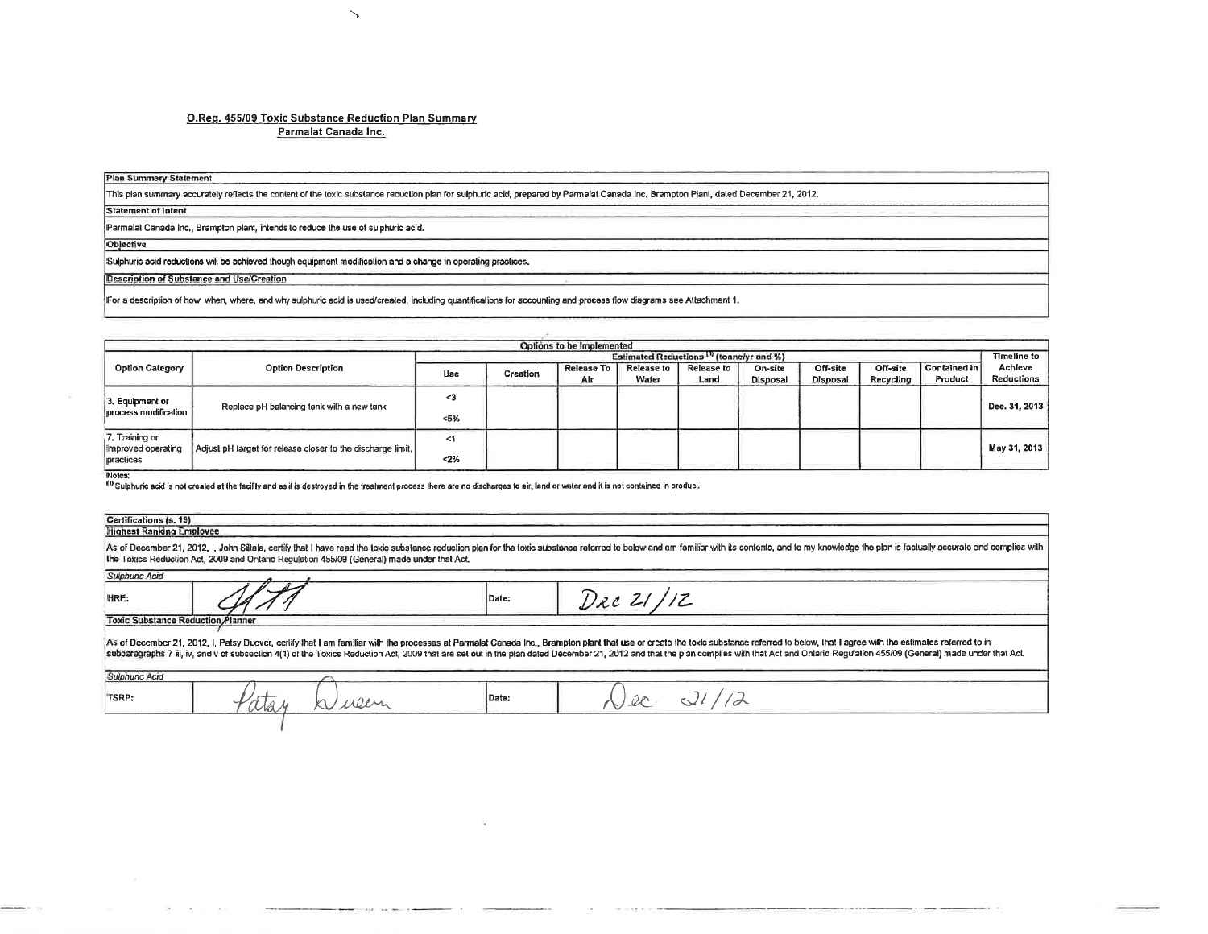**O.Reg. 455/09 Toxic Substance Reduction Plan Summary**
**Parmalat Canada Inc.**

| Plan Summary Statement |
|---|
| This plan summary accurately reflects the content of the toxic substance reduction plan for sulphuric acid, prepared by Parmalat Canada Inc. Brampton Plant, dated December 21, 2012. |
| **Statement of Intent** |
| Parmalat Canada Inc., Brampton plant, intends to reduce the use of sulphuric acid. |
| **Objective** |
| Sulphuric acid reductions will be achieved though equipment modification and a change in operating practices. |
| **Description of Substance and Use/Creation** |
| For a description of how, when, where, and why sulphuric acid is used/created, including quantifications for accounting and process flow diagrams see Attachment 1. |

| Options to be Implemented | | | | | | | | | | | |
|---|---|---|---|---|---|---|---|---|---|---|---|
| Option Category | Option Description | Estimated Reductions [1] (tonne/yr and %) | | | | | | | | | Timeline to Achieve Reductions |
| | | Use | Creation | Release To Air | Release to Water | Release to Land | On-site Disposal | Off-site Disposal | Off-site Recycling | Contained in Product | |
| 3. Equipment or process modification | Replace pH balancing tank with a new tank | <3<br><5% | | | | | | | | | Dec. 31, 2013 |
| 7. Training or improved operating practices | Adjust pH target for release closer to the discharge limit. | <1<br><2% | | | | | | | | | May 31, 2013 |

Notes:
[1] Sulphuric acid is not created at the facility and as it is destroyed in the treatment process there are no discharges to air, land or water and it is not contained in product.

| Certifications (s. 19) | | | |
|---|---|---|---|
| **Highest Ranking Employee** | | | |
| As of December 21, 2012, I, John Siitala, certify that I have read the toxic substance reduction plan for the toxic substance referred to below and am familiar with its contents, and to my knowledge the plan is factually accurate and complies with the Toxics Reduction Act, 2009 and Ontario Regulation 455/09 (General) made under that Act. | | | |
| *Sulphuric Acid* | | | |
| HRE: | [signature] | Date: | Dec 21/12 |
| **Toxic Substance Reduction Planner** | | | |
| As of December 21, 2012, I, Patsy Duever, certify that I am familiar with the processes at Parmalat Canada Inc., Brampton plant that use or create the toxic substance referred to below, that I agree with the estimates referred to in subparagraphs 7 iii, iv, and v of subsection 4(1) of the Toxics Reduction Act, 2009 that are set out in the plan dated December 21, 2012 and that the plan complies with that Act and Ontario Regulation 455/09 (General) made under that Act. | | | |
| *Sulphuric Acid* | | | |
| TSRP: | Patsy Duever | Date: | Dec 21/12 |